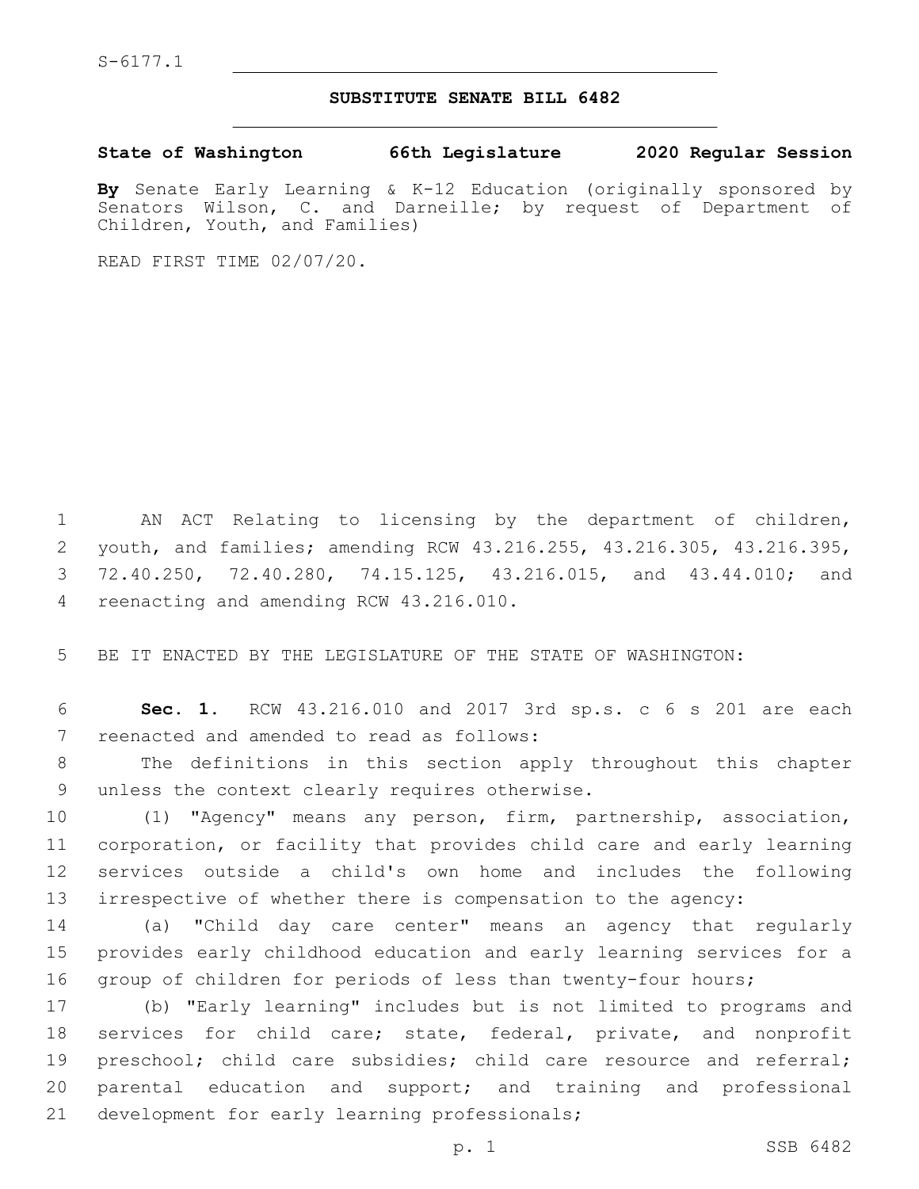S-6177.1

# SUBSTITUTE SENATE BILL 6482

**State of Washington 66th Legislature 2020 Regular Session**

**By** Senate Early Learning & K-12 Education (originally sponsored by Senators Wilson, C. and Darneille; by request of Department of Children, Youth, and Families)

READ FIRST TIME 02/07/20.

AN ACT Relating to licensing by the department of children, youth, and families; amending RCW 43.216.255, 43.216.305, 43.216.395, 72.40.250, 72.40.280, 74.15.125, 43.216.015, and 43.44.010; and reenacting and amending RCW 43.216.010.

BE IT ENACTED BY THE LEGISLATURE OF THE STATE OF WASHINGTON:

**Sec. 1.** RCW 43.216.010 and 2017 3rd sp.s. c 6 s 201 are each reenacted and amended to read as follows:

The definitions in this section apply throughout this chapter unless the context clearly requires otherwise.

(1) "Agency" means any person, firm, partnership, association, corporation, or facility that provides child care and early learning services outside a child's own home and includes the following irrespective of whether there is compensation to the agency:

(a) "Child day care center" means an agency that regularly provides early childhood education and early learning services for a group of children for periods of less than twenty-four hours;

(b) "Early learning" includes but is not limited to programs and services for child care; state, federal, private, and nonprofit preschool; child care subsidies; child care resource and referral; parental education and support; and training and professional development for early learning professionals;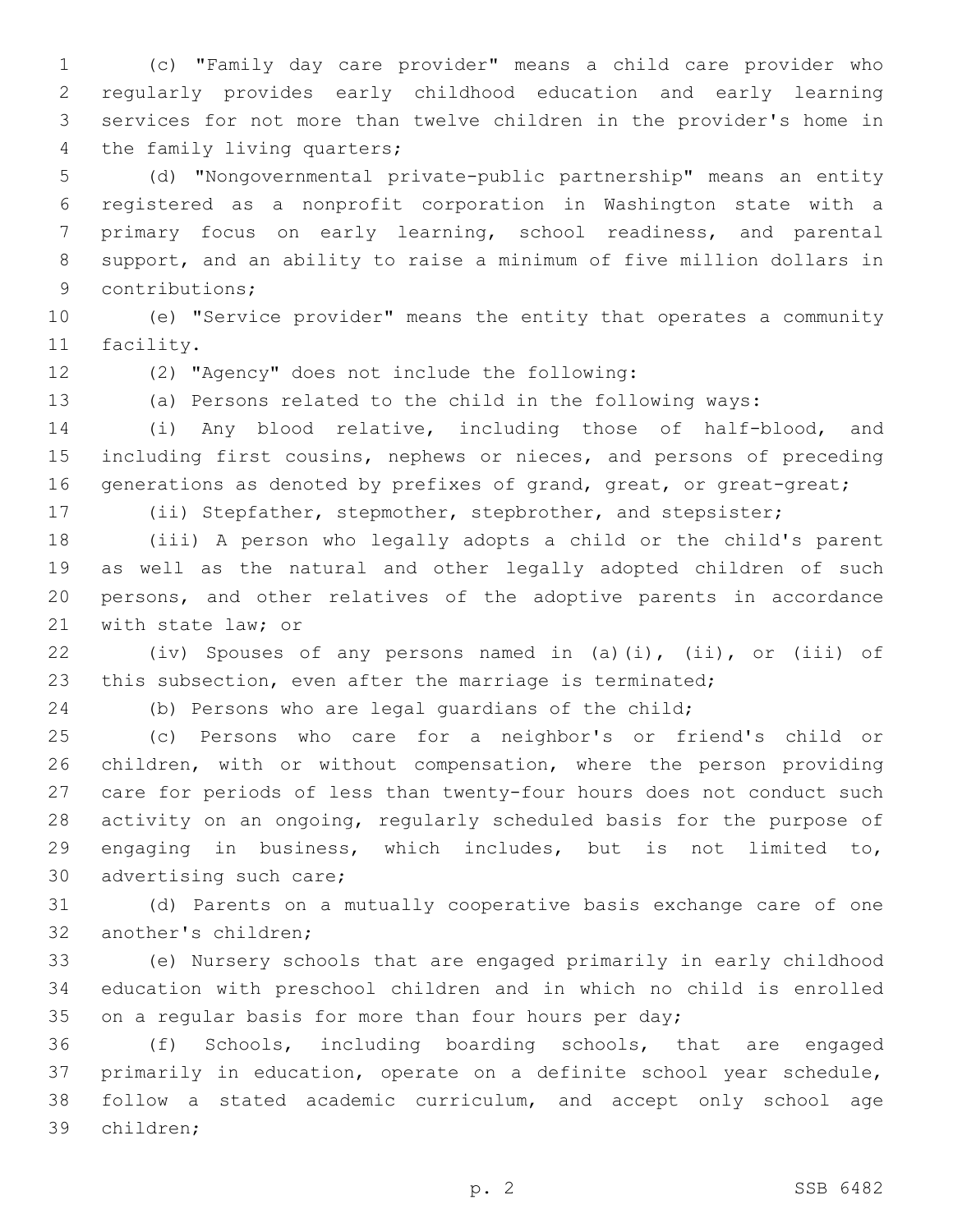(c) "Family day care provider" means a child care provider who regularly provides early childhood education and early learning services for not more than twelve children in the provider's home in the family living quarters;

(d) "Nongovernmental private-public partnership" means an entity registered as a nonprofit corporation in Washington state with a primary focus on early learning, school readiness, and parental support, and an ability to raise a minimum of five million dollars in contributions;

(e) "Service provider" means the entity that operates a community facility.

(2) "Agency" does not include the following:

(a) Persons related to the child in the following ways:

(i) Any blood relative, including those of half-blood, and including first cousins, nephews or nieces, and persons of preceding generations as denoted by prefixes of grand, great, or great-great;

(ii) Stepfather, stepmother, stepbrother, and stepsister;

(iii) A person who legally adopts a child or the child's parent as well as the natural and other legally adopted children of such persons, and other relatives of the adoptive parents in accordance with state law; or

(iv) Spouses of any persons named in (a)(i), (ii), or (iii) of this subsection, even after the marriage is terminated;

(b) Persons who are legal guardians of the child;

(c) Persons who care for a neighbor's or friend's child or children, with or without compensation, where the person providing care for periods of less than twenty-four hours does not conduct such activity on an ongoing, regularly scheduled basis for the purpose of engaging in business, which includes, but is not limited to, advertising such care;

(d) Parents on a mutually cooperative basis exchange care of one another's children;

(e) Nursery schools that are engaged primarily in early childhood education with preschool children and in which no child is enrolled on a regular basis for more than four hours per day;

(f) Schools, including boarding schools, that are engaged primarily in education, operate on a definite school year schedule, follow a stated academic curriculum, and accept only school age children;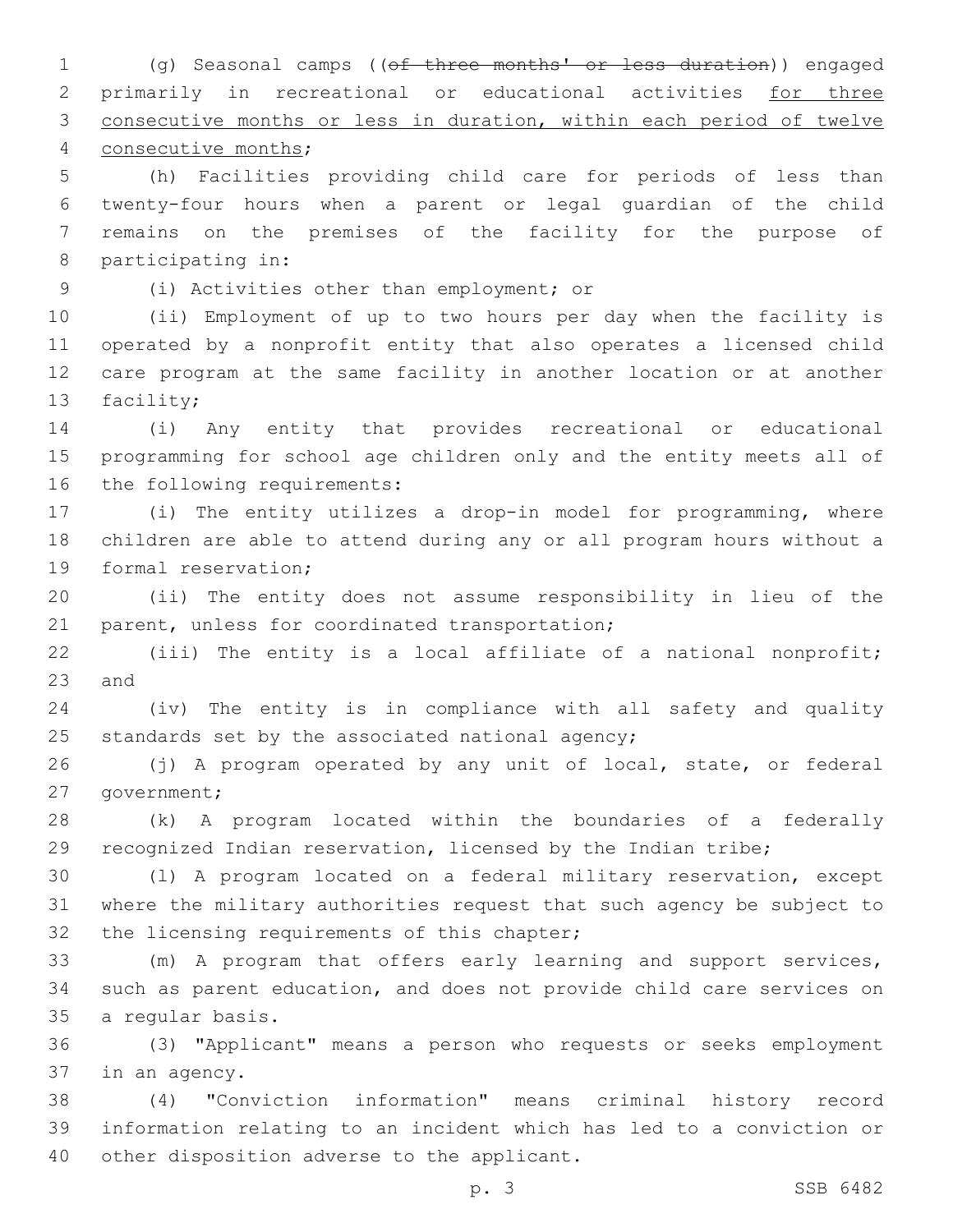(g) Seasonal camps ((~~of three months' or less duration~~)) engaged primarily in recreational or educational activities <u>for three consecutive months or less in duration, within each period of twelve consecutive months</u>;

(h) Facilities providing child care for periods of less than twenty-four hours when a parent or legal guardian of the child remains on the premises of the facility for the purpose of participating in:

(i) Activities other than employment; or

(ii) Employment of up to two hours per day when the facility is operated by a nonprofit entity that also operates a licensed child care program at the same facility in another location or at another facility;

(i) Any entity that provides recreational or educational programming for school age children only and the entity meets all of the following requirements:

(i) The entity utilizes a drop-in model for programming, where children are able to attend during any or all program hours without a formal reservation;

(ii) The entity does not assume responsibility in lieu of the parent, unless for coordinated transportation;

(iii) The entity is a local affiliate of a national nonprofit; and

(iv) The entity is in compliance with all safety and quality standards set by the associated national agency;

(j) A program operated by any unit of local, state, or federal government;

(k) A program located within the boundaries of a federally recognized Indian reservation, licensed by the Indian tribe;

(l) A program located on a federal military reservation, except where the military authorities request that such agency be subject to the licensing requirements of this chapter;

(m) A program that offers early learning and support services, such as parent education, and does not provide child care services on a regular basis.

(3) "Applicant" means a person who requests or seeks employment in an agency.

(4) "Conviction information" means criminal history record information relating to an incident which has led to a conviction or other disposition adverse to the applicant.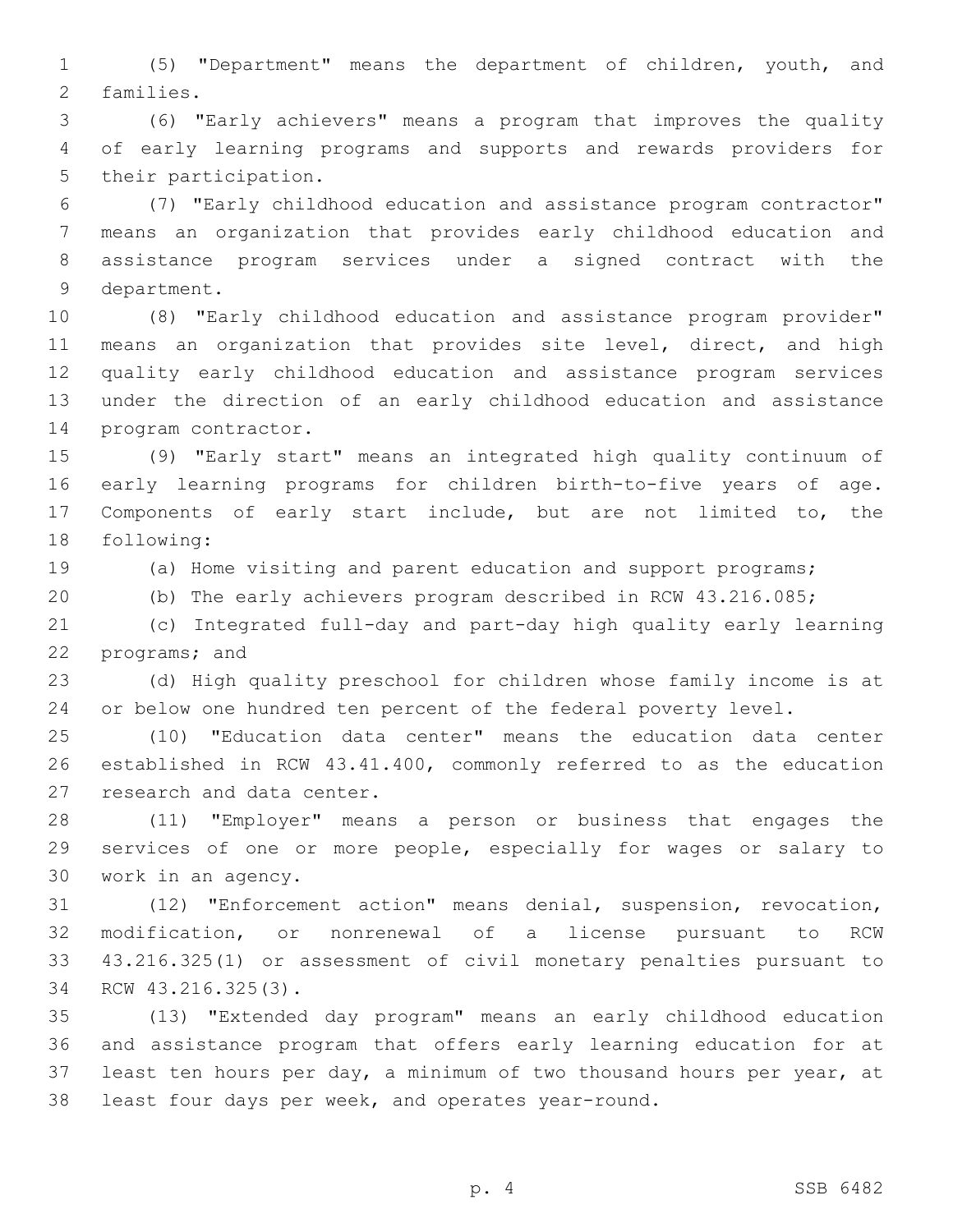(5) "Department" means the department of children, youth, and families.

(6) "Early achievers" means a program that improves the quality of early learning programs and supports and rewards providers for their participation.

(7) "Early childhood education and assistance program contractor" means an organization that provides early childhood education and assistance program services under a signed contract with the department.

(8) "Early childhood education and assistance program provider" means an organization that provides site level, direct, and high quality early childhood education and assistance program services under the direction of an early childhood education and assistance program contractor.

(9) "Early start" means an integrated high quality continuum of early learning programs for children birth-to-five years of age. Components of early start include, but are not limited to, the following:

(a) Home visiting and parent education and support programs;

(b) The early achievers program described in RCW 43.216.085;

(c) Integrated full-day and part-day high quality early learning programs; and

(d) High quality preschool for children whose family income is at or below one hundred ten percent of the federal poverty level.

(10) "Education data center" means the education data center established in RCW 43.41.400, commonly referred to as the education research and data center.

(11) "Employer" means a person or business that engages the services of one or more people, especially for wages or salary to work in an agency.

(12) "Enforcement action" means denial, suspension, revocation, modification, or nonrenewal of a license pursuant to RCW 43.216.325(1) or assessment of civil monetary penalties pursuant to RCW 43.216.325(3).

(13) "Extended day program" means an early childhood education and assistance program that offers early learning education for at least ten hours per day, a minimum of two thousand hours per year, at least four days per week, and operates year-round.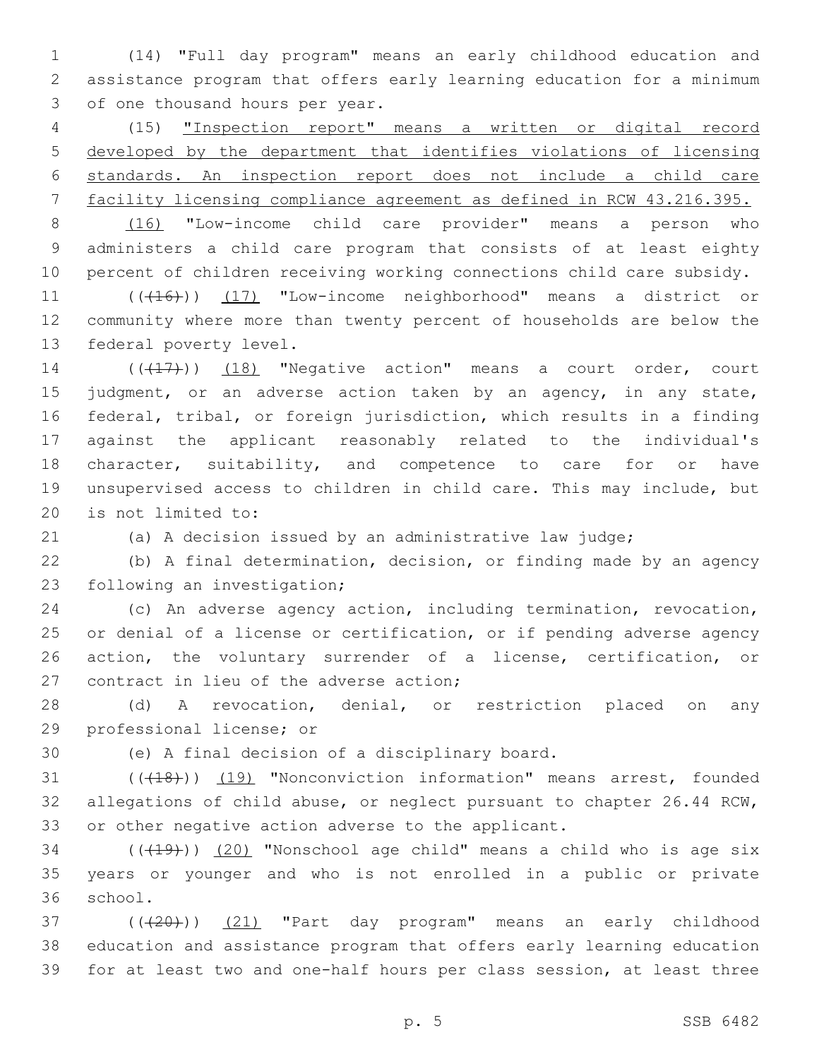(14) "Full day program" means an early childhood education and assistance program that offers early learning education for a minimum of one thousand hours per year.

(15) "Inspection report" means a written or digital record developed by the department that identifies violations of licensing standards. An inspection report does not include a child care facility licensing compliance agreement as defined in RCW 43.216.395.

(16) "Low-income child care provider" means a person who administers a child care program that consists of at least eighty percent of children receiving working connections child care subsidy.

(((16))) (17) "Low-income neighborhood" means a district or community where more than twenty percent of households are below the federal poverty level.

(((17))) (18) "Negative action" means a court order, court judgment, or an adverse action taken by an agency, in any state, federal, tribal, or foreign jurisdiction, which results in a finding against the applicant reasonably related to the individual's character, suitability, and competence to care for or have unsupervised access to children in child care. This may include, but is not limited to:

(a) A decision issued by an administrative law judge;

(b) A final determination, decision, or finding made by an agency following an investigation;

(c) An adverse agency action, including termination, revocation, or denial of a license or certification, or if pending adverse agency action, the voluntary surrender of a license, certification, or contract in lieu of the adverse action;

(d) A revocation, denial, or restriction placed on any professional license; or

(e) A final decision of a disciplinary board.

(((18))) (19) "Nonconviction information" means arrest, founded allegations of child abuse, or neglect pursuant to chapter 26.44 RCW, or other negative action adverse to the applicant.

(((19))) (20) "Nonschool age child" means a child who is age six years or younger and who is not enrolled in a public or private school.

(((20))) (21) "Part day program" means an early childhood education and assistance program that offers early learning education for at least two and one-half hours per class session, at least three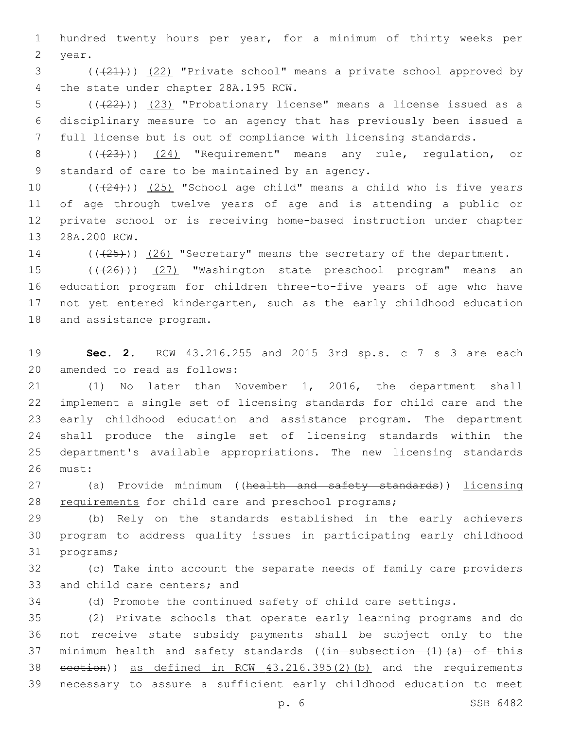hundred twenty hours per year, for a minimum of thirty weeks per year.

((~~(21)~~)) (22) "Private school" means a private school approved by the state under chapter 28A.195 RCW.

((~~(22)~~)) (23) "Probationary license" means a license issued as a disciplinary measure to an agency that has previously been issued a full license but is out of compliance with licensing standards.

((~~(23)~~)) (24) "Requirement" means any rule, regulation, or standard of care to be maintained by an agency.

((~~(24)~~)) (25) "School age child" means a child who is five years of age through twelve years of age and is attending a public or private school or is receiving home-based instruction under chapter 28A.200 RCW.

((~~(25)~~)) (26) "Secretary" means the secretary of the department.

((~~(26)~~)) (27) "Washington state preschool program" means an education program for children three-to-five years of age who have not yet entered kindergarten, such as the early childhood education and assistance program.

**Sec. 2.** RCW 43.216.255 and 2015 3rd sp.s. c 7 s 3 are each amended to read as follows:

(1) No later than November 1, 2016, the department shall implement a single set of licensing standards for child care and the early childhood education and assistance program. The department shall produce the single set of licensing standards within the department's available appropriations. The new licensing standards must:

(a) Provide minimum ((~~health and safety standards~~)) licensing requirements for child care and preschool programs;

(b) Rely on the standards established in the early achievers program to address quality issues in participating early childhood programs;

(c) Take into account the separate needs of family care providers and child care centers; and

(d) Promote the continued safety of child care settings.

(2) Private schools that operate early learning programs and do not receive state subsidy payments shall be subject only to the minimum health and safety standards ((~~in subsection (1)(a) of this section~~)) as defined in RCW 43.216.395(2)(b) and the requirements necessary to assure a sufficient early childhood education to meet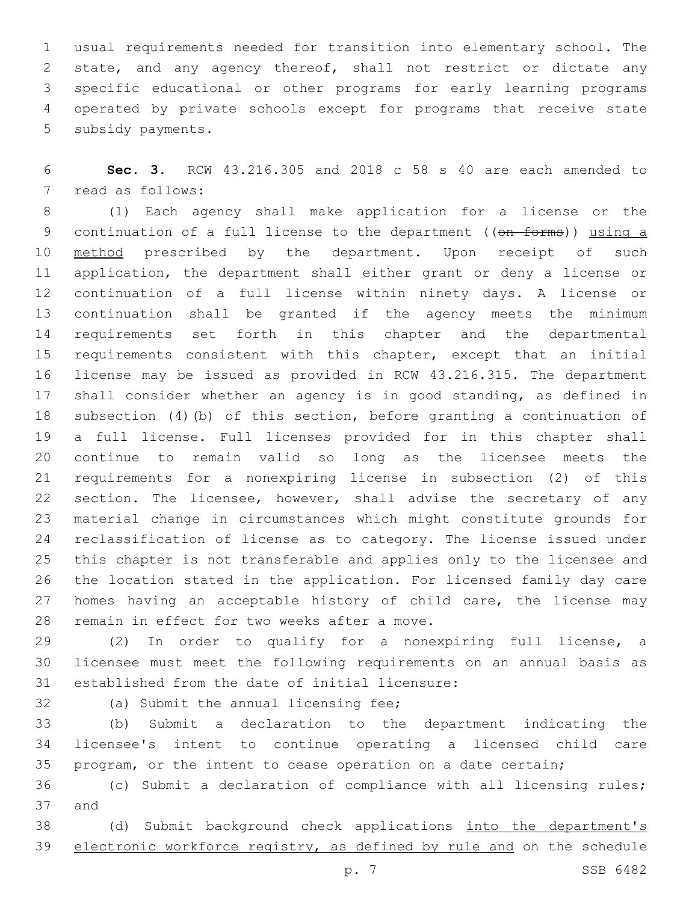usual requirements needed for transition into elementary school. The state, and any agency thereof, shall not restrict or dictate any specific educational or other programs for early learning programs operated by private schools except for programs that receive state subsidy payments.

**Sec. 3.** RCW 43.216.305 and 2018 c 58 s 40 are each amended to read as follows:

(1) Each agency shall make application for a license or the continuation of a full license to the department ((~~on forms~~)) using a method prescribed by the department. Upon receipt of such application, the department shall either grant or deny a license or continuation of a full license within ninety days. A license or continuation shall be granted if the agency meets the minimum requirements set forth in this chapter and the departmental requirements consistent with this chapter, except that an initial license may be issued as provided in RCW 43.216.315. The department shall consider whether an agency is in good standing, as defined in subsection (4)(b) of this section, before granting a continuation of a full license. Full licenses provided for in this chapter shall continue to remain valid so long as the licensee meets the requirements for a nonexpiring license in subsection (2) of this section. The licensee, however, shall advise the secretary of any material change in circumstances which might constitute grounds for reclassification of license as to category. The license issued under this chapter is not transferable and applies only to the licensee and the location stated in the application. For licensed family day care homes having an acceptable history of child care, the license may remain in effect for two weeks after a move.

(2) In order to qualify for a nonexpiring full license, a licensee must meet the following requirements on an annual basis as established from the date of initial licensure:

(a) Submit the annual licensing fee;

(b) Submit a declaration to the department indicating the licensee's intent to continue operating a licensed child care program, or the intent to cease operation on a date certain;

(c) Submit a declaration of compliance with all licensing rules; and

(d) Submit background check applications into the department's electronic workforce registry, as defined by rule and on the schedule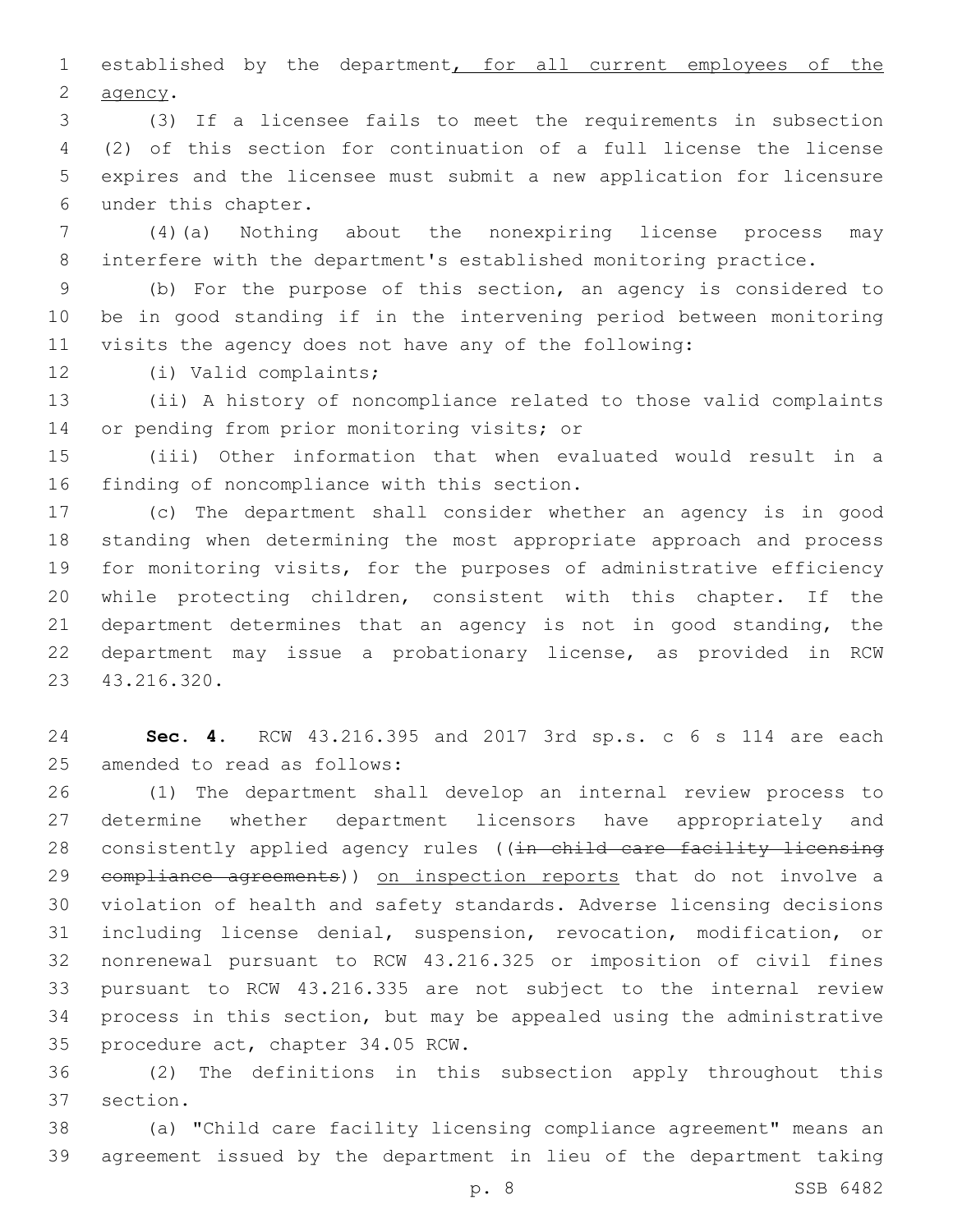established by the department, for all current employees of the agency.

(3) If a licensee fails to meet the requirements in subsection (2) of this section for continuation of a full license the license expires and the licensee must submit a new application for licensure under this chapter.

(4)(a) Nothing about the nonexpiring license process may interfere with the department's established monitoring practice.

(b) For the purpose of this section, an agency is considered to be in good standing if in the intervening period between monitoring visits the agency does not have any of the following:

(i) Valid complaints;

(ii) A history of noncompliance related to those valid complaints or pending from prior monitoring visits; or

(iii) Other information that when evaluated would result in a finding of noncompliance with this section.

(c) The department shall consider whether an agency is in good standing when determining the most appropriate approach and process for monitoring visits, for the purposes of administrative efficiency while protecting children, consistent with this chapter. If the department determines that an agency is not in good standing, the department may issue a probationary license, as provided in RCW 43.216.320.

**Sec. 4.** RCW 43.216.395 and 2017 3rd sp.s. c 6 s 114 are each amended to read as follows:

(1) The department shall develop an internal review process to determine whether department licensors have appropriately and consistently applied agency rules ((~~in child care facility licensing compliance agreements~~)) on inspection reports that do not involve a violation of health and safety standards. Adverse licensing decisions including license denial, suspension, revocation, modification, or nonrenewal pursuant to RCW 43.216.325 or imposition of civil fines pursuant to RCW 43.216.335 are not subject to the internal review process in this section, but may be appealed using the administrative procedure act, chapter 34.05 RCW.

(2) The definitions in this subsection apply throughout this section.

(a) "Child care facility licensing compliance agreement" means an agreement issued by the department in lieu of the department taking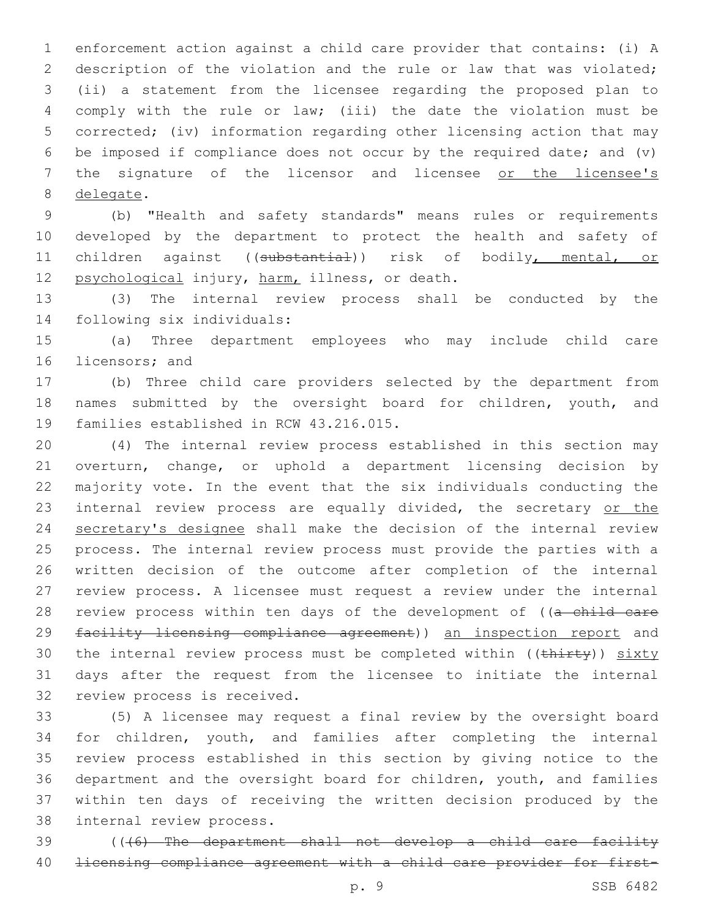enforcement action against a child care provider that contains: (i) A description of the violation and the rule or law that was violated; (ii) a statement from the licensee regarding the proposed plan to comply with the rule or law; (iii) the date the violation must be corrected; (iv) information regarding other licensing action that may be imposed if compliance does not occur by the required date; and (v) the signature of the licensor and licensee <u>or the licensee's delegate</u>.

(b) "Health and safety standards" means rules or requirements developed by the department to protect the health and safety of children against ((~~substantial~~)) risk of bodily<u>, mental, or psychological</u> injury, <u>harm,</u> illness, or death.

(3) The internal review process shall be conducted by the following six individuals:

(a) Three department employees who may include child care licensors; and

(b) Three child care providers selected by the department from names submitted by the oversight board for children, youth, and families established in RCW 43.216.015.

(4) The internal review process established in this section may overturn, change, or uphold a department licensing decision by majority vote. In the event that the six individuals conducting the internal review process are equally divided, the secretary <u>or the secretary's designee</u> shall make the decision of the internal review process. The internal review process must provide the parties with a written decision of the outcome after completion of the internal review process. A licensee must request a review under the internal review process within ten days of the development of ((~~a child care facility licensing compliance agreement~~)) <u>an inspection report</u> and the internal review process must be completed within ((~~thirty~~)) <u>sixty</u> days after the request from the licensee to initiate the internal review process is received.

(5) A licensee may request a final review by the oversight board for children, youth, and families after completing the internal review process established in this section by giving notice to the department and the oversight board for children, youth, and families within ten days of receiving the written decision produced by the internal review process.

((~~(6) The department shall not develop a child care facility licensing compliance agreement with a child care provider for first-~~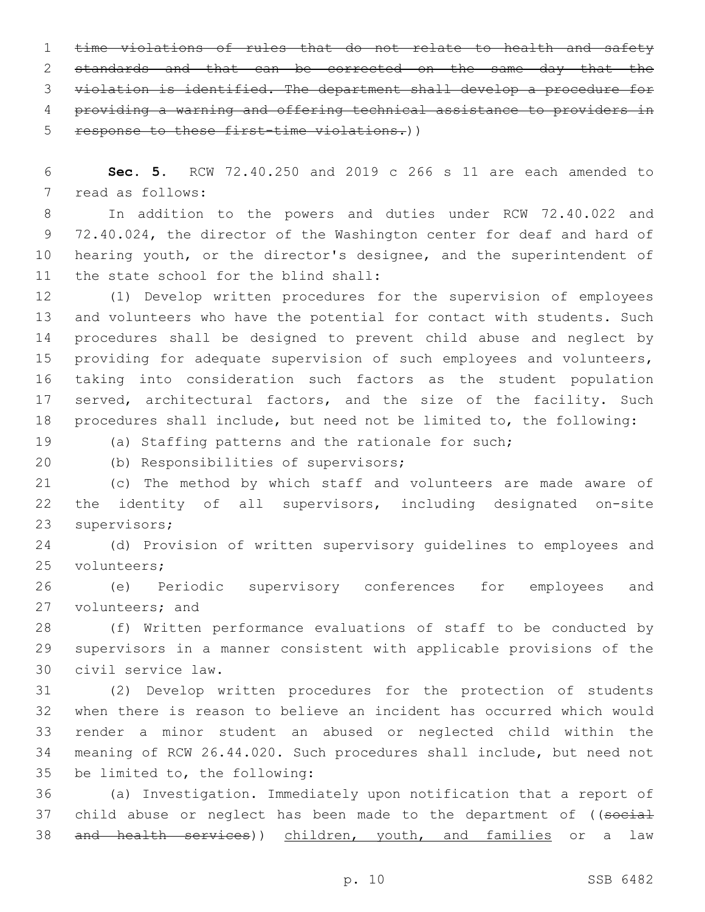~~time violations of rules that do not relate to health and safety standards and that can be corrected on the same day that the violation is identified. The department shall develop a procedure for providing a warning and offering technical assistance to providers in response to these first-time violations.~~))

**Sec. 5.** RCW 72.40.250 and 2019 c 266 s 11 are each amended to read as follows:

In addition to the powers and duties under RCW 72.40.022 and 72.40.024, the director of the Washington center for deaf and hard of hearing youth, or the director's designee, and the superintendent of the state school for the blind shall:

(1) Develop written procedures for the supervision of employees and volunteers who have the potential for contact with students. Such procedures shall be designed to prevent child abuse and neglect by providing for adequate supervision of such employees and volunteers, taking into consideration such factors as the student population served, architectural factors, and the size of the facility. Such procedures shall include, but need not be limited to, the following:

(a) Staffing patterns and the rationale for such;

(b) Responsibilities of supervisors;

(c) The method by which staff and volunteers are made aware of the identity of all supervisors, including designated on-site supervisors;

(d) Provision of written supervisory guidelines to employees and volunteers;

(e) Periodic supervisory conferences for employees and volunteers; and

(f) Written performance evaluations of staff to be conducted by supervisors in a manner consistent with applicable provisions of the civil service law.

(2) Develop written procedures for the protection of students when there is reason to believe an incident has occurred which would render a minor student an abused or neglected child within the meaning of RCW 26.44.020. Such procedures shall include, but need not be limited to, the following:

(a) Investigation. Immediately upon notification that a report of child abuse or neglect has been made to the department of ((~~social and health services~~)) <u>children, youth, and families</u> or a law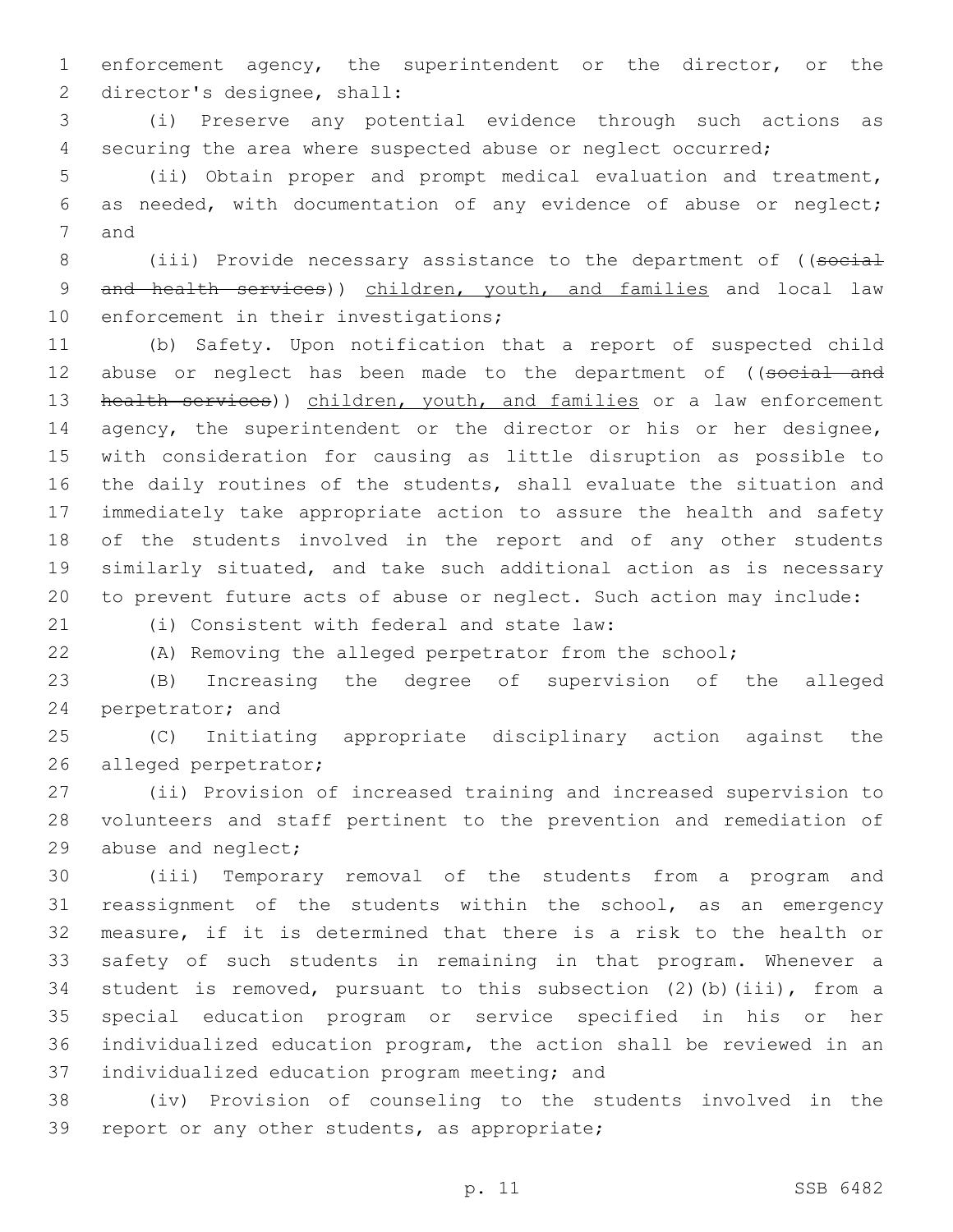enforcement agency, the superintendent or the director, or the director's designee, shall:

(i) Preserve any potential evidence through such actions as securing the area where suspected abuse or neglect occurred;

(ii) Obtain proper and prompt medical evaluation and treatment, as needed, with documentation of any evidence of abuse or neglect; and

(iii) Provide necessary assistance to the department of ~~((social and health services))~~ children, youth, and families and local law enforcement in their investigations;

(b) Safety. Upon notification that a report of suspected child abuse or neglect has been made to the department of ~~((social and health services))~~ children, youth, and families or a law enforcement agency, the superintendent or the director or his or her designee, with consideration for causing as little disruption as possible to the daily routines of the students, shall evaluate the situation and immediately take appropriate action to assure the health and safety of the students involved in the report and of any other students similarly situated, and take such additional action as is necessary to prevent future acts of abuse or neglect. Such action may include:

(i) Consistent with federal and state law:

(A) Removing the alleged perpetrator from the school;

(B) Increasing the degree of supervision of the alleged perpetrator; and

(C) Initiating appropriate disciplinary action against the alleged perpetrator;

(ii) Provision of increased training and increased supervision to volunteers and staff pertinent to the prevention and remediation of abuse and neglect;

(iii) Temporary removal of the students from a program and reassignment of the students within the school, as an emergency measure, if it is determined that there is a risk to the health or safety of such students in remaining in that program. Whenever a student is removed, pursuant to this subsection (2)(b)(iii), from a special education program or service specified in his or her individualized education program, the action shall be reviewed in an individualized education program meeting; and

(iv) Provision of counseling to the students involved in the report or any other students, as appropriate;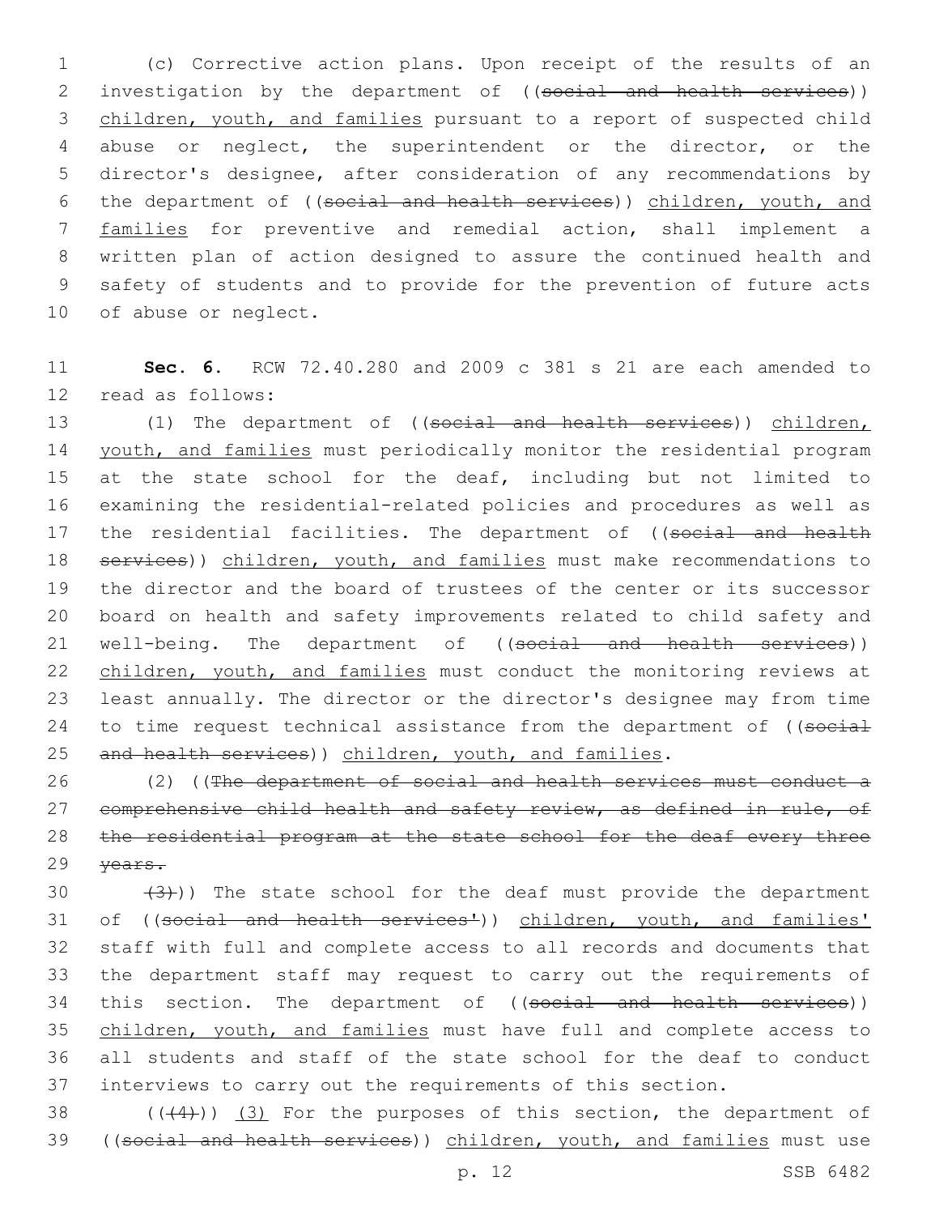(c) Corrective action plans. Upon receipt of the results of an investigation by the department of ((~~social and health services~~)) children, youth, and families pursuant to a report of suspected child abuse or neglect, the superintendent or the director, or the director's designee, after consideration of any recommendations by the department of ((~~social and health services~~)) children, youth, and families for preventive and remedial action, shall implement a written plan of action designed to assure the continued health and safety of students and to provide for the prevention of future acts of abuse or neglect.

**Sec. 6.** RCW 72.40.280 and 2009 c 381 s 21 are each amended to read as follows:

(1) The department of ((~~social and health services~~)) children, youth, and families must periodically monitor the residential program at the state school for the deaf, including but not limited to examining the residential-related policies and procedures as well as the residential facilities. The department of ((~~social and health services~~)) children, youth, and families must make recommendations to the director and the board of trustees of the center or its successor board on health and safety improvements related to child safety and well-being. The department of ((~~social and health services~~)) children, youth, and families must conduct the monitoring reviews at least annually. The director or the director's designee may from time to time request technical assistance from the department of ((~~social and health services~~)) children, youth, and families.

(2) ((~~The department of social and health services must conduct a comprehensive child health and safety review, as defined in rule, of the residential program at the state school for the deaf every three years.~~

~~(3)~~)) The state school for the deaf must provide the department of ((~~social and health services'~~)) children, youth, and families' staff with full and complete access to all records and documents that the department staff may request to carry out the requirements of this section. The department of ((~~social and health services~~)) children, youth, and families must have full and complete access to all students and staff of the state school for the deaf to conduct interviews to carry out the requirements of this section.

((~~(4)~~)) (3) For the purposes of this section, the department of ((~~social and health services~~)) children, youth, and families must use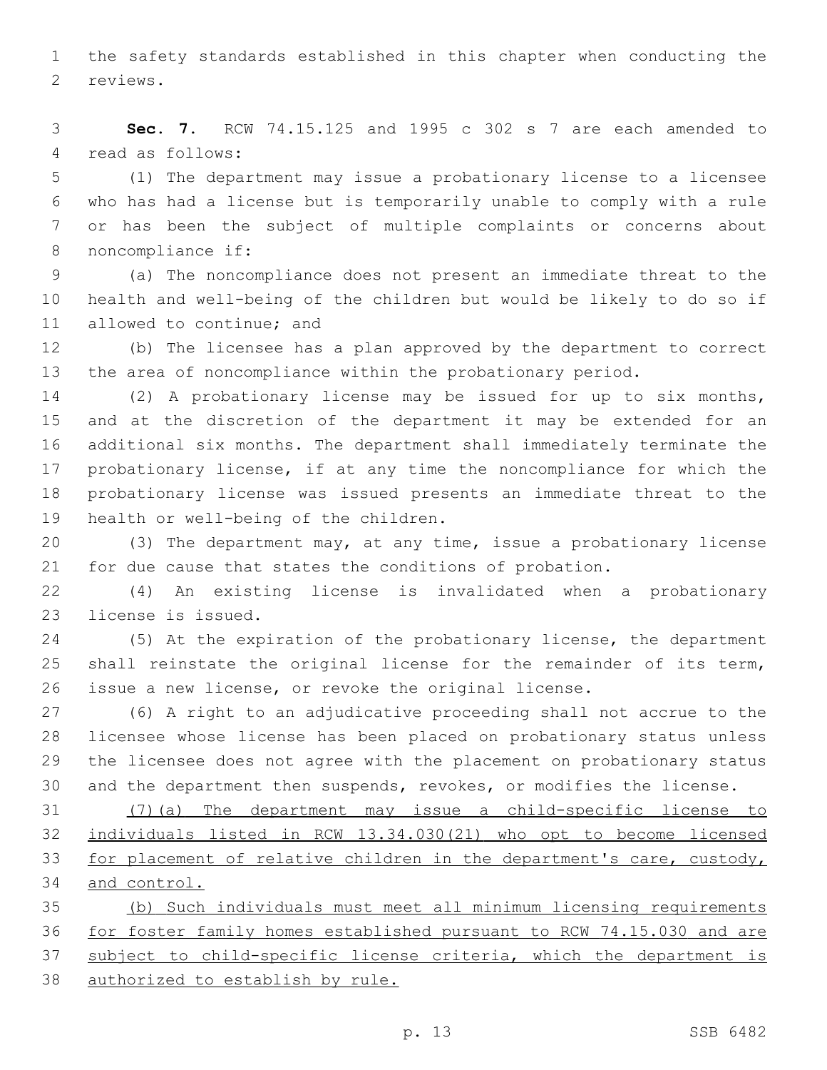the safety standards established in this chapter when conducting the reviews.

**Sec. 7.** RCW 74.15.125 and 1995 c 302 s 7 are each amended to read as follows:

(1) The department may issue a probationary license to a licensee who has had a license but is temporarily unable to comply with a rule or has been the subject of multiple complaints or concerns about noncompliance if:

(a) The noncompliance does not present an immediate threat to the health and well-being of the children but would be likely to do so if allowed to continue; and

(b) The licensee has a plan approved by the department to correct the area of noncompliance within the probationary period.

(2) A probationary license may be issued for up to six months, and at the discretion of the department it may be extended for an additional six months. The department shall immediately terminate the probationary license, if at any time the noncompliance for which the probationary license was issued presents an immediate threat to the health or well-being of the children.

(3) The department may, at any time, issue a probationary license for due cause that states the conditions of probation.

(4) An existing license is invalidated when a probationary license is issued.

(5) At the expiration of the probationary license, the department shall reinstate the original license for the remainder of its term, issue a new license, or revoke the original license.

(6) A right to an adjudicative proceeding shall not accrue to the licensee whose license has been placed on probationary status unless the licensee does not agree with the placement on probationary status and the department then suspends, revokes, or modifies the license.

<u>(7)(a) The department may issue a child-specific license to individuals listed in RCW 13.34.030(21) who opt to become licensed for placement of relative children in the department's care, custody, and control.</u>

<u>(b) Such individuals must meet all minimum licensing requirements for foster family homes established pursuant to RCW 74.15.030 and are subject to child-specific license criteria, which the department is authorized to establish by rule.</u>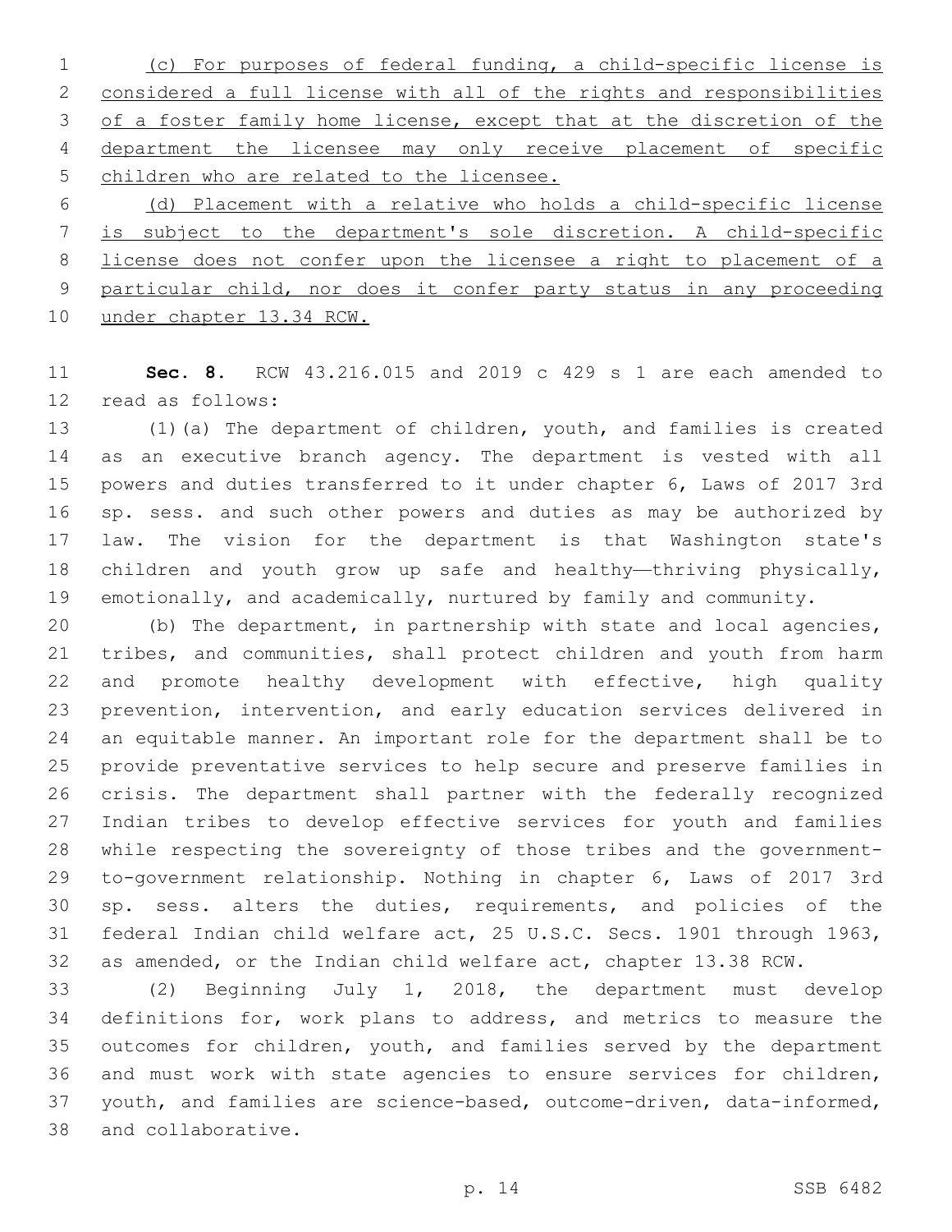(c) For purposes of federal funding, a child-specific license is considered a full license with all of the rights and responsibilities of a foster family home license, except that at the discretion of the department the licensee may only receive placement of specific children who are related to the licensee.

(d) Placement with a relative who holds a child-specific license is subject to the department's sole discretion. A child-specific license does not confer upon the licensee a right to placement of a particular child, nor does it confer party status in any proceeding under chapter 13.34 RCW.

**Sec. 8.** RCW 43.216.015 and 2019 c 429 s 1 are each amended to read as follows:

(1)(a) The department of children, youth, and families is created as an executive branch agency. The department is vested with all powers and duties transferred to it under chapter 6, Laws of 2017 3rd sp. sess. and such other powers and duties as may be authorized by law. The vision for the department is that Washington state's children and youth grow up safe and healthy—thriving physically, emotionally, and academically, nurtured by family and community.

(b) The department, in partnership with state and local agencies, tribes, and communities, shall protect children and youth from harm and promote healthy development with effective, high quality prevention, intervention, and early education services delivered in an equitable manner. An important role for the department shall be to provide preventative services to help secure and preserve families in crisis. The department shall partner with the federally recognized Indian tribes to develop effective services for youth and families while respecting the sovereignty of those tribes and the government-to-government relationship. Nothing in chapter 6, Laws of 2017 3rd sp. sess. alters the duties, requirements, and policies of the federal Indian child welfare act, 25 U.S.C. Secs. 1901 through 1963, as amended, or the Indian child welfare act, chapter 13.38 RCW.

(2) Beginning July 1, 2018, the department must develop definitions for, work plans to address, and metrics to measure the outcomes for children, youth, and families served by the department and must work with state agencies to ensure services for children, youth, and families are science-based, outcome-driven, data-informed, and collaborative.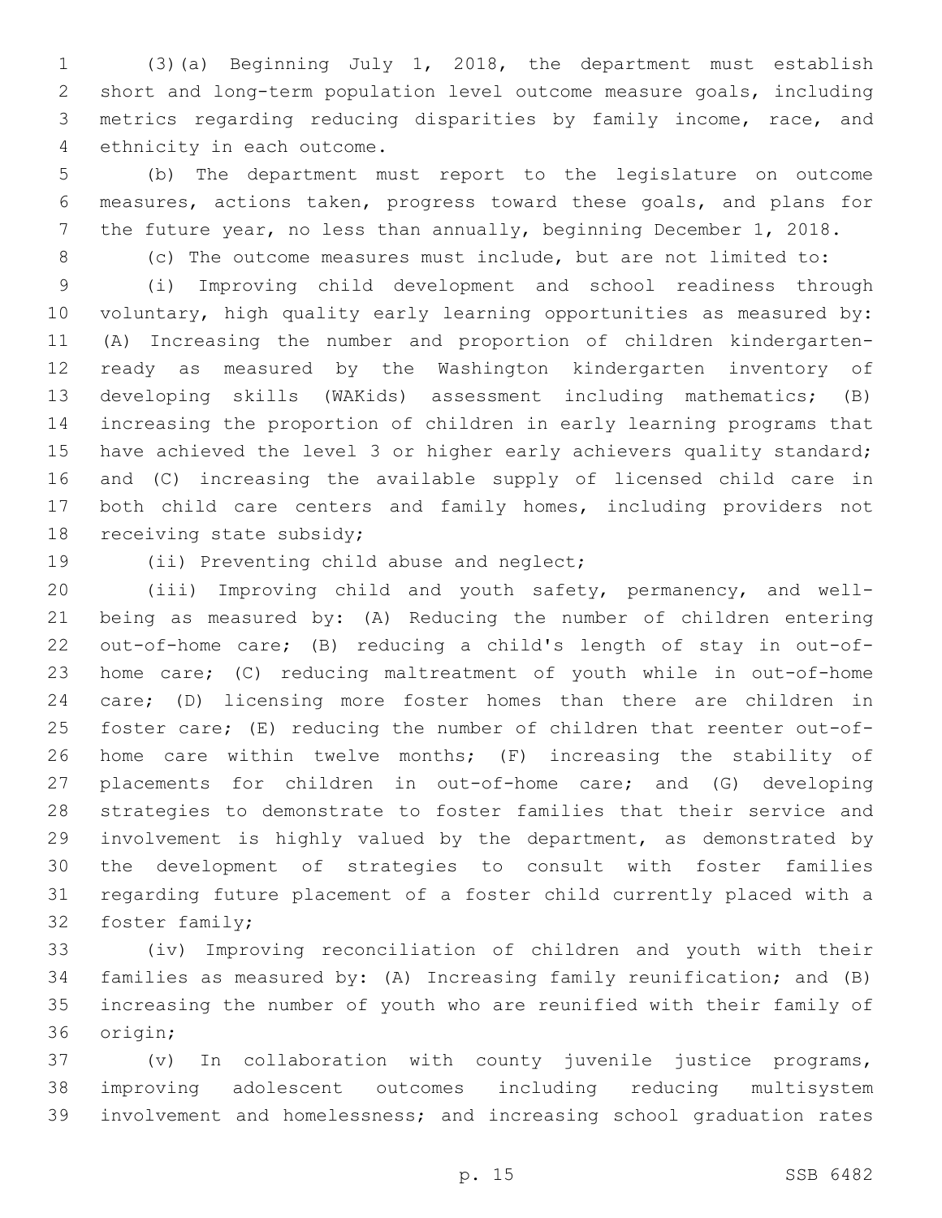(3)(a) Beginning July 1, 2018, the department must establish short and long-term population level outcome measure goals, including metrics regarding reducing disparities by family income, race, and ethnicity in each outcome.

(b) The department must report to the legislature on outcome measures, actions taken, progress toward these goals, and plans for the future year, no less than annually, beginning December 1, 2018.

(c) The outcome measures must include, but are not limited to:

(i) Improving child development and school readiness through voluntary, high quality early learning opportunities as measured by: (A) Increasing the number and proportion of children kindergarten-ready as measured by the Washington kindergarten inventory of developing skills (WAKids) assessment including mathematics; (B) increasing the proportion of children in early learning programs that have achieved the level 3 or higher early achievers quality standard; and (C) increasing the available supply of licensed child care in both child care centers and family homes, including providers not receiving state subsidy;

(ii) Preventing child abuse and neglect;

(iii) Improving child and youth safety, permanency, and well-being as measured by: (A) Reducing the number of children entering out-of-home care; (B) reducing a child's length of stay in out-of-home care; (C) reducing maltreatment of youth while in out-of-home care; (D) licensing more foster homes than there are children in foster care; (E) reducing the number of children that reenter out-of-home care within twelve months; (F) increasing the stability of placements for children in out-of-home care; and (G) developing strategies to demonstrate to foster families that their service and involvement is highly valued by the department, as demonstrated by the development of strategies to consult with foster families regarding future placement of a foster child currently placed with a foster family;

(iv) Improving reconciliation of children and youth with their families as measured by: (A) Increasing family reunification; and (B) increasing the number of youth who are reunified with their family of origin;

(v) In collaboration with county juvenile justice programs, improving adolescent outcomes including reducing multisystem involvement and homelessness; and increasing school graduation rates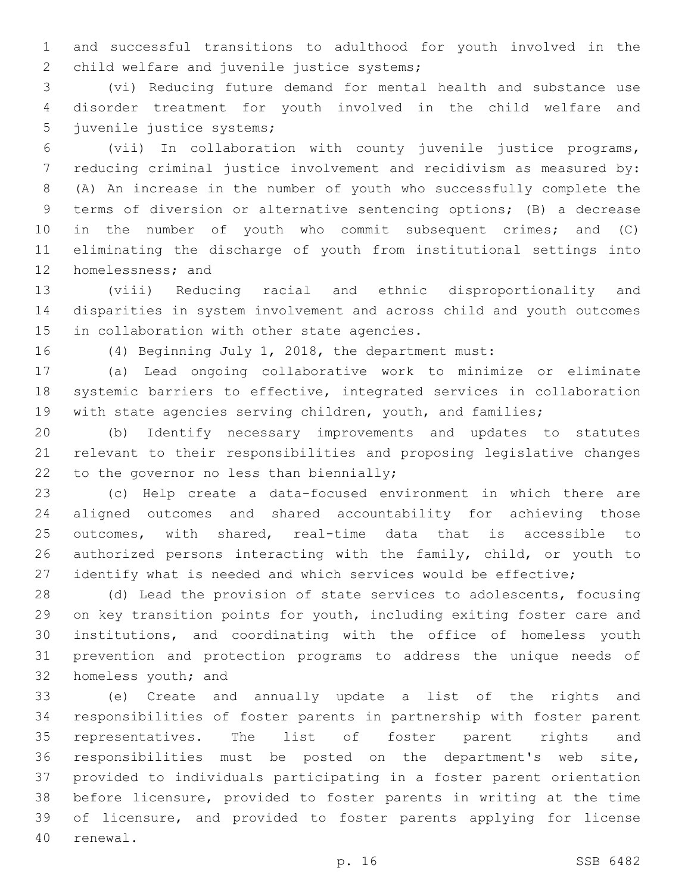and successful transitions to adulthood for youth involved in the child welfare and juvenile justice systems;

(vi) Reducing future demand for mental health and substance use disorder treatment for youth involved in the child welfare and juvenile justice systems;

(vii) In collaboration with county juvenile justice programs, reducing criminal justice involvement and recidivism as measured by: (A) An increase in the number of youth who successfully complete the terms of diversion or alternative sentencing options; (B) a decrease in the number of youth who commit subsequent crimes; and (C) eliminating the discharge of youth from institutional settings into homelessness; and

(viii) Reducing racial and ethnic disproportionality and disparities in system involvement and across child and youth outcomes in collaboration with other state agencies.

(4) Beginning July 1, 2018, the department must:

(a) Lead ongoing collaborative work to minimize or eliminate systemic barriers to effective, integrated services in collaboration with state agencies serving children, youth, and families;

(b) Identify necessary improvements and updates to statutes relevant to their responsibilities and proposing legislative changes to the governor no less than biennially;

(c) Help create a data-focused environment in which there are aligned outcomes and shared accountability for achieving those outcomes, with shared, real-time data that is accessible to authorized persons interacting with the family, child, or youth to identify what is needed and which services would be effective;

(d) Lead the provision of state services to adolescents, focusing on key transition points for youth, including exiting foster care and institutions, and coordinating with the office of homeless youth prevention and protection programs to address the unique needs of homeless youth; and

(e) Create and annually update a list of the rights and responsibilities of foster parents in partnership with foster parent representatives. The list of foster parent rights and responsibilities must be posted on the department's web site, provided to individuals participating in a foster parent orientation before licensure, provided to foster parents in writing at the time of licensure, and provided to foster parents applying for license renewal.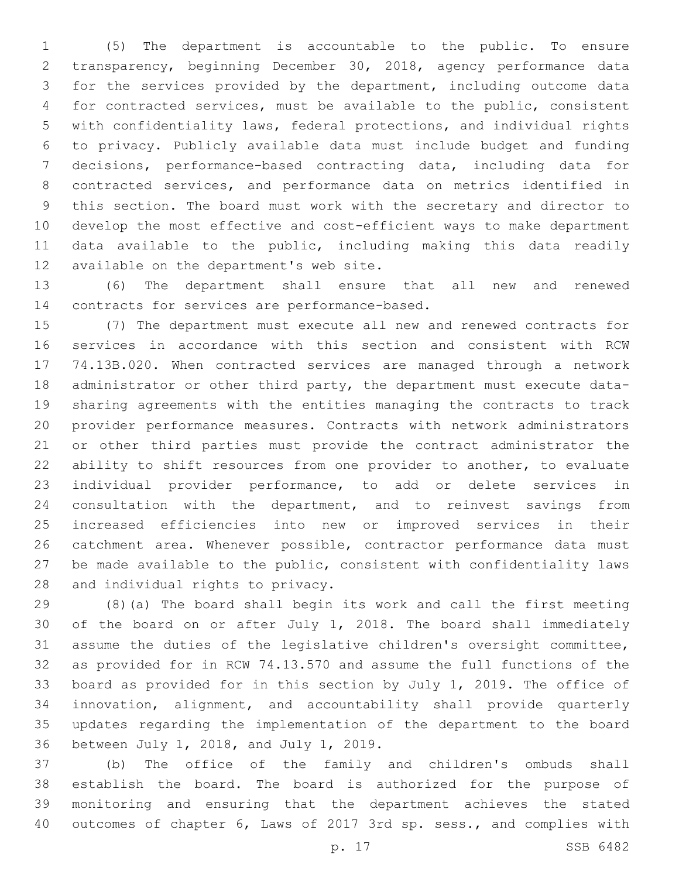(5) The department is accountable to the public. To ensure transparency, beginning December 30, 2018, agency performance data for the services provided by the department, including outcome data for contracted services, must be available to the public, consistent with confidentiality laws, federal protections, and individual rights to privacy. Publicly available data must include budget and funding decisions, performance-based contracting data, including data for contracted services, and performance data on metrics identified in this section. The board must work with the secretary and director to develop the most effective and cost-efficient ways to make department data available to the public, including making this data readily available on the department's web site.

(6) The department shall ensure that all new and renewed contracts for services are performance-based.

(7) The department must execute all new and renewed contracts for services in accordance with this section and consistent with RCW 74.13B.020. When contracted services are managed through a network administrator or other third party, the department must execute data-sharing agreements with the entities managing the contracts to track provider performance measures. Contracts with network administrators or other third parties must provide the contract administrator the ability to shift resources from one provider to another, to evaluate individual provider performance, to add or delete services in consultation with the department, and to reinvest savings from increased efficiencies into new or improved services in their catchment area. Whenever possible, contractor performance data must be made available to the public, consistent with confidentiality laws and individual rights to privacy.

(8)(a) The board shall begin its work and call the first meeting of the board on or after July 1, 2018. The board shall immediately assume the duties of the legislative children's oversight committee, as provided for in RCW 74.13.570 and assume the full functions of the board as provided for in this section by July 1, 2019. The office of innovation, alignment, and accountability shall provide quarterly updates regarding the implementation of the department to the board between July 1, 2018, and July 1, 2019.

(b) The office of the family and children's ombuds shall establish the board. The board is authorized for the purpose of monitoring and ensuring that the department achieves the stated outcomes of chapter 6, Laws of 2017 3rd sp. sess., and complies with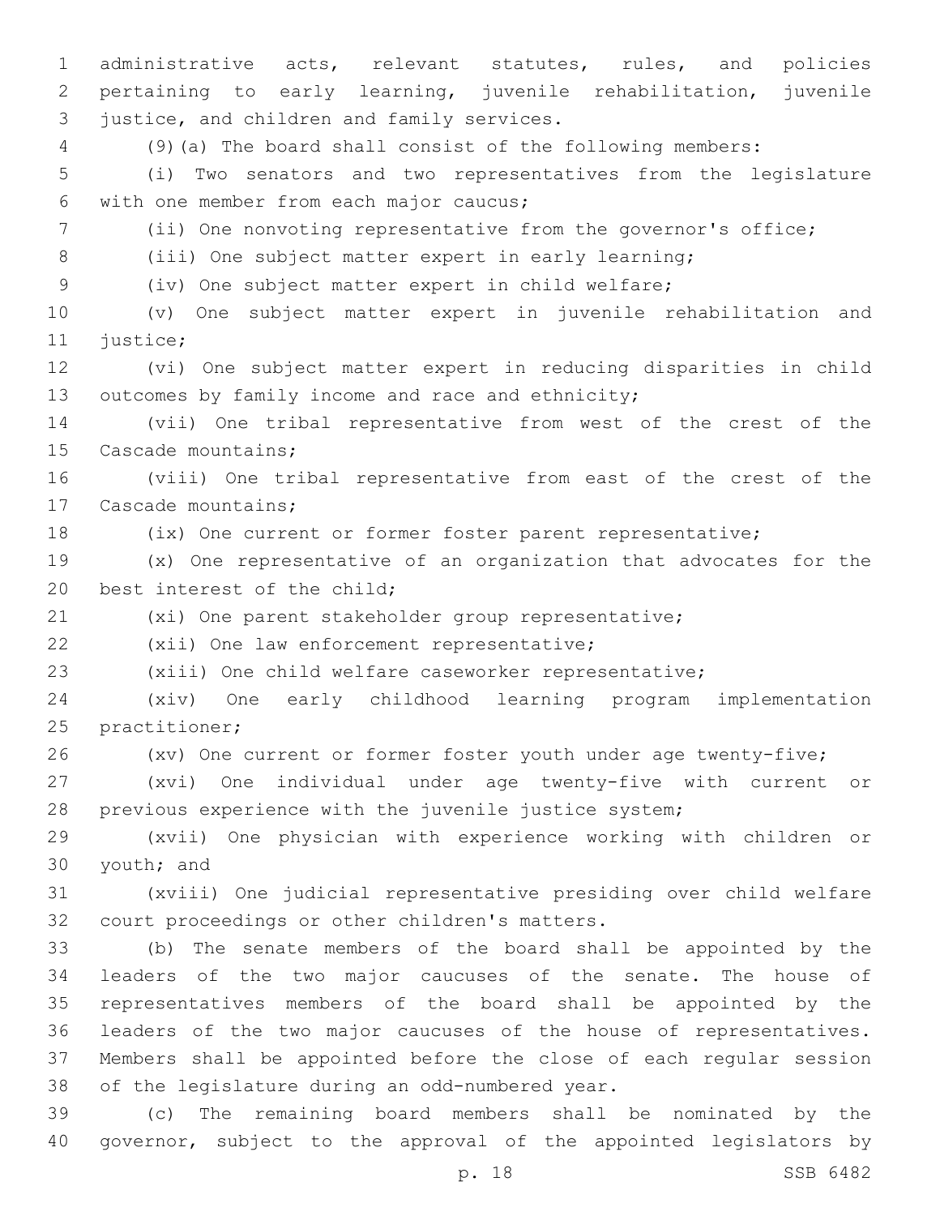administrative acts, relevant statutes, rules, and policies pertaining to early learning, juvenile rehabilitation, juvenile justice, and children and family services.

(9)(a) The board shall consist of the following members:

(i) Two senators and two representatives from the legislature with one member from each major caucus;

(ii) One nonvoting representative from the governor's office;

(iii) One subject matter expert in early learning;

(iv) One subject matter expert in child welfare;

(v) One subject matter expert in juvenile rehabilitation and justice;

(vi) One subject matter expert in reducing disparities in child outcomes by family income and race and ethnicity;

(vii) One tribal representative from west of the crest of the Cascade mountains;

(viii) One tribal representative from east of the crest of the Cascade mountains;

(ix) One current or former foster parent representative;

(x) One representative of an organization that advocates for the best interest of the child;

(xi) One parent stakeholder group representative;

(xii) One law enforcement representative;

(xiii) One child welfare caseworker representative;

(xiv) One early childhood learning program implementation practitioner;

(xv) One current or former foster youth under age twenty-five;

(xvi) One individual under age twenty-five with current or previous experience with the juvenile justice system;

(xvii) One physician with experience working with children or youth; and

(xviii) One judicial representative presiding over child welfare court proceedings or other children's matters.

(b) The senate members of the board shall be appointed by the leaders of the two major caucuses of the senate. The house of representatives members of the board shall be appointed by the leaders of the two major caucuses of the house of representatives. Members shall be appointed before the close of each regular session of the legislature during an odd-numbered year.

(c) The remaining board members shall be nominated by the governor, subject to the approval of the appointed legislators by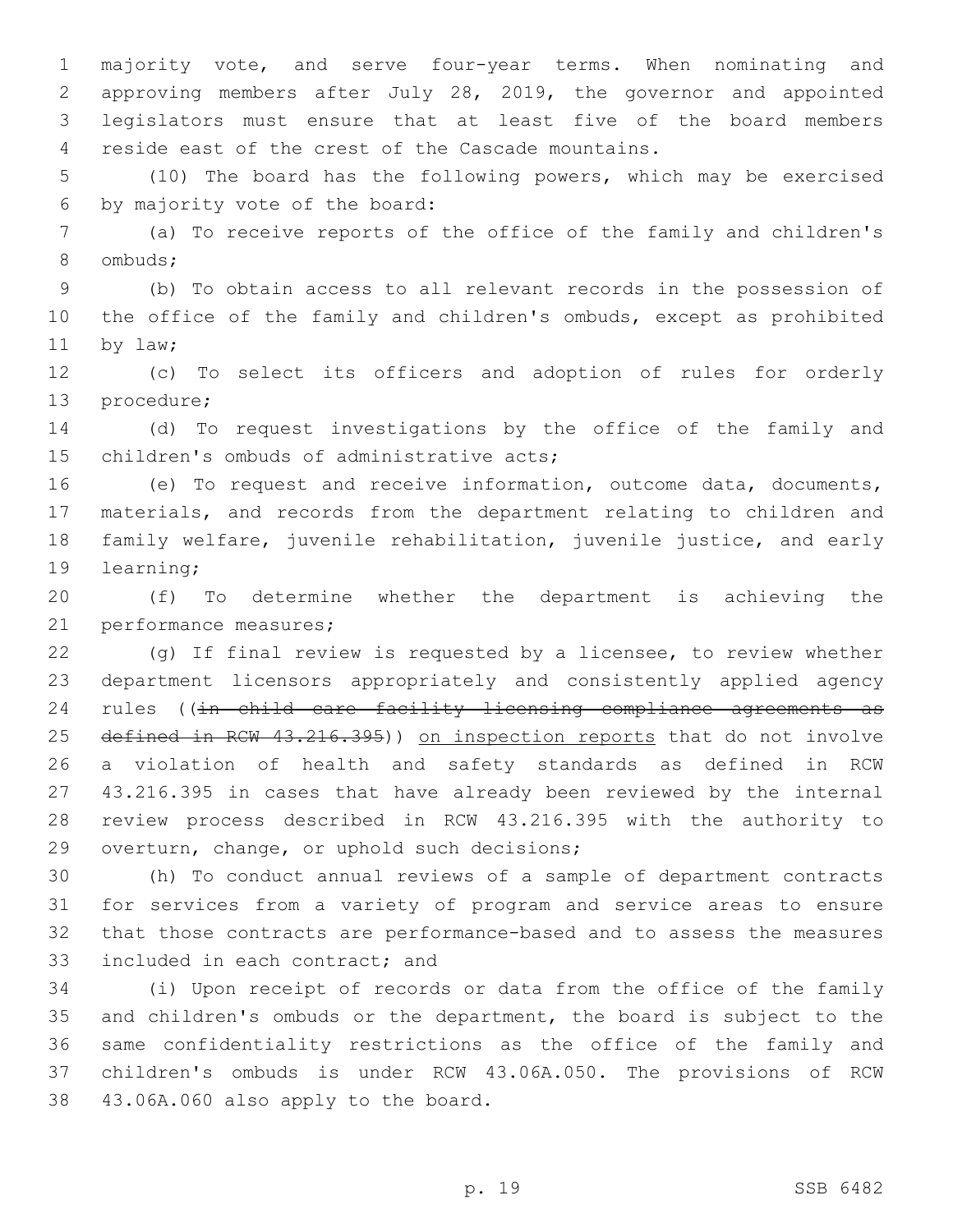majority vote, and serve four-year terms. When nominating and approving members after July 28, 2019, the governor and appointed legislators must ensure that at least five of the board members reside east of the crest of the Cascade mountains.

(10) The board has the following powers, which may be exercised by majority vote of the board:

(a) To receive reports of the office of the family and children's ombuds;

(b) To obtain access to all relevant records in the possession of the office of the family and children's ombuds, except as prohibited by law;

(c) To select its officers and adoption of rules for orderly procedure;

(d) To request investigations by the office of the family and children's ombuds of administrative acts;

(e) To request and receive information, outcome data, documents, materials, and records from the department relating to children and family welfare, juvenile rehabilitation, juvenile justice, and early learning;

(f) To determine whether the department is achieving the performance measures;

(g) If final review is requested by a licensee, to review whether department licensors appropriately and consistently applied agency rules ((~~in child care facility licensing compliance agreements as defined in RCW 43.216.395~~)) <u>on inspection reports</u> that do not involve a violation of health and safety standards as defined in RCW 43.216.395 in cases that have already been reviewed by the internal review process described in RCW 43.216.395 with the authority to overturn, change, or uphold such decisions;

(h) To conduct annual reviews of a sample of department contracts for services from a variety of program and service areas to ensure that those contracts are performance-based and to assess the measures included in each contract; and

(i) Upon receipt of records or data from the office of the family and children's ombuds or the department, the board is subject to the same confidentiality restrictions as the office of the family and children's ombuds is under RCW 43.06A.050. The provisions of RCW 43.06A.060 also apply to the board.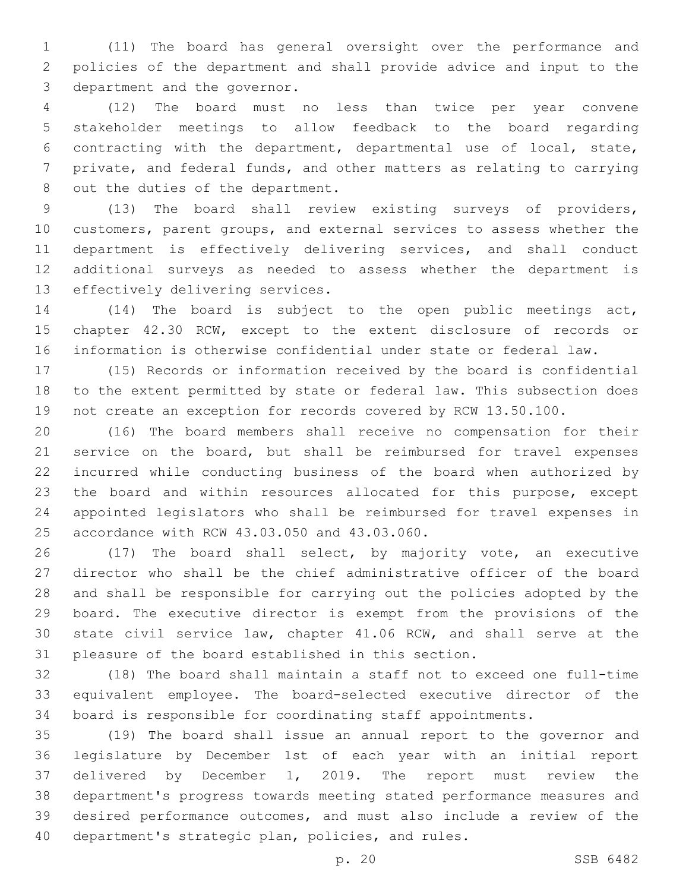(11) The board has general oversight over the performance and policies of the department and shall provide advice and input to the department and the governor.

(12) The board must no less than twice per year convene stakeholder meetings to allow feedback to the board regarding contracting with the department, departmental use of local, state, private, and federal funds, and other matters as relating to carrying out the duties of the department.

(13) The board shall review existing surveys of providers, customers, parent groups, and external services to assess whether the department is effectively delivering services, and shall conduct additional surveys as needed to assess whether the department is effectively delivering services.

(14) The board is subject to the open public meetings act, chapter 42.30 RCW, except to the extent disclosure of records or information is otherwise confidential under state or federal law.

(15) Records or information received by the board is confidential to the extent permitted by state or federal law. This subsection does not create an exception for records covered by RCW 13.50.100.

(16) The board members shall receive no compensation for their service on the board, but shall be reimbursed for travel expenses incurred while conducting business of the board when authorized by the board and within resources allocated for this purpose, except appointed legislators who shall be reimbursed for travel expenses in accordance with RCW 43.03.050 and 43.03.060.

(17) The board shall select, by majority vote, an executive director who shall be the chief administrative officer of the board and shall be responsible for carrying out the policies adopted by the board. The executive director is exempt from the provisions of the state civil service law, chapter 41.06 RCW, and shall serve at the pleasure of the board established in this section.

(18) The board shall maintain a staff not to exceed one full-time equivalent employee. The board-selected executive director of the board is responsible for coordinating staff appointments.

(19) The board shall issue an annual report to the governor and legislature by December 1st of each year with an initial report delivered by December 1, 2019. The report must review the department's progress towards meeting stated performance measures and desired performance outcomes, and must also include a review of the department's strategic plan, policies, and rules.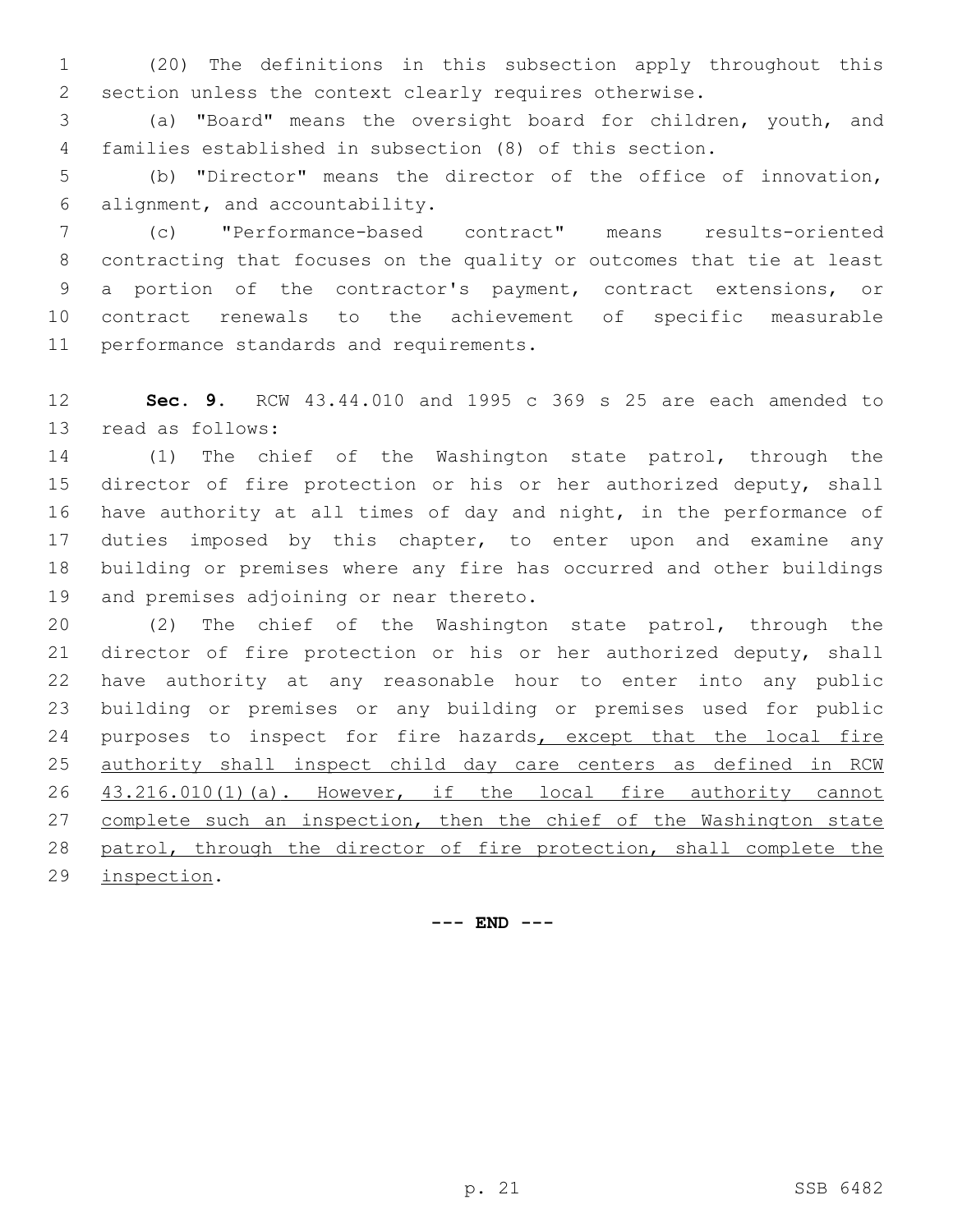(20) The definitions in this subsection apply throughout this section unless the context clearly requires otherwise.

(a) "Board" means the oversight board for children, youth, and families established in subsection (8) of this section.

(b) "Director" means the director of the office of innovation, alignment, and accountability.

(c) "Performance-based contract" means results-oriented contracting that focuses on the quality or outcomes that tie at least a portion of the contractor's payment, contract extensions, or contract renewals to the achievement of specific measurable performance standards and requirements.

**Sec. 9.** RCW 43.44.010 and 1995 c 369 s 25 are each amended to read as follows:

(1) The chief of the Washington state patrol, through the director of fire protection or his or her authorized deputy, shall have authority at all times of day and night, in the performance of duties imposed by this chapter, to enter upon and examine any building or premises where any fire has occurred and other buildings and premises adjoining or near thereto.

(2) The chief of the Washington state patrol, through the director of fire protection or his or her authorized deputy, shall have authority at any reasonable hour to enter into any public building or premises or any building or premises used for public purposes to inspect for fire hazards<u>, except that the local fire authority shall inspect child day care centers as defined in RCW 43.216.010(1)(a). However, if the local fire authority cannot complete such an inspection, then the chief of the Washington state patrol, through the director of fire protection, shall complete the inspection</u>.

**--- END ---**